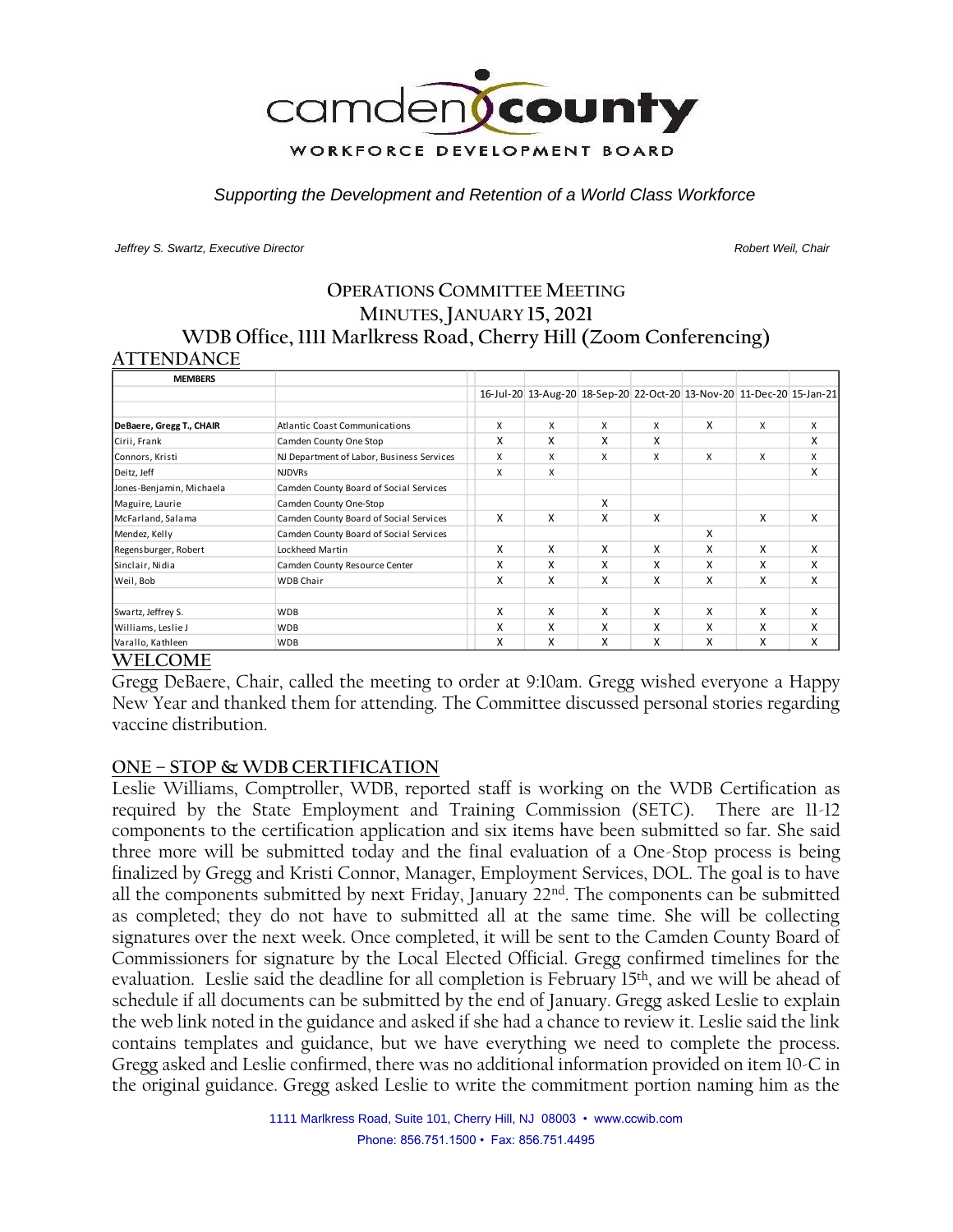camden county
WORKFORCE DEVELOPMENT BOARD

*Supporting the Development and Retention of a World Class Workforce*

*Jeffrey S. Swartz, Executive Director* *Robert Weil, Chair*

# OPERATIONS COMMITTEE MEETING
## MINUTES, JANUARY 15, 2021
## WDB Office, 1111 Marlkress Road, Cherry Hill (Zoom Conferencing)

## ATTENDANCE

| MEMBERS | | 16-Jul-20 | 13-Aug-20 | 18-Sep-20 | 22-Oct-20 | 13-Nov-20 | 11-Dec-20 | 15-Jan-21 |
|---|---|---|---|---|---|---|---|---|
| **DeBaere, Gregg T., CHAIR** | Atlantic Coast Communications | X | X | X | X | X | X | X |
| Cirii, Frank | Camden County One Stop | X | X | X | X | | | X |
| Connors, Kristi | NJ Department of Labor, Business Services | X | X | X | X | X | X | X |
| Deitz, Jeff | NJDVRs | X | X | | | | | X |
| Jones-Benjamin, Michaela | Camden County Board of Social Services | | | | | | | |
| Maguire, Laurie | Camden County One-Stop | | | X | | | | |
| McFarland, Salama | Camden County Board of Social Services | X | X | X | X | | X | X |
| Mendez, Kelly | Camden County Board of Social Services | | | | | X | | |
| Regensburger, Robert | Lockheed Martin | X | X | X | X | X | X | X |
| Sinclair, Nidia | Camden County Resource Center | X | X | X | X | X | X | X |
| Weil, Bob | WDB Chair | X | X | X | X | X | X | X |
| | | | | | | | | |
| Swartz, Jeffrey S. | WDB | X | X | X | X | X | X | X |
| Williams, Leslie J | WDB | X | X | X | X | X | X | X |
| Varallo, Kathleen | WDB | X | X | X | X | X | X | X |

## WELCOME

Gregg DeBaere, Chair, called the meeting to order at 9:10am. Gregg wished everyone a Happy New Year and thanked them for attending. The Committee discussed personal stories regarding vaccine distribution.

## ONE – STOP & WDB CERTIFICATION

Leslie Williams, Comptroller, WDB, reported staff is working on the WDB Certification as required by the State Employment and Training Commission (SETC). There are 11-12 components to the certification application and six items have been submitted so far. She said three more will be submitted today and the final evaluation of a One-Stop process is being finalized by Gregg and Kristi Connor, Manager, Employment Services, DOL. The goal is to have all the components submitted by next Friday, January 22nd. The components can be submitted as completed; they do not have to submitted all at the same time. She will be collecting signatures over the next week. Once completed, it will be sent to the Camden County Board of Commissioners for signature by the Local Elected Official. Gregg confirmed timelines for the evaluation. Leslie said the deadline for all completion is February 15th, and we will be ahead of schedule if all documents can be submitted by the end of January. Gregg asked Leslie to explain the web link noted in the guidance and asked if she had a chance to review it. Leslie said the link contains templates and guidance, but we have everything we need to complete the process. Gregg asked and Leslie confirmed, there was no additional information provided on item 10-C in the original guidance. Gregg asked Leslie to write the commitment portion naming him as the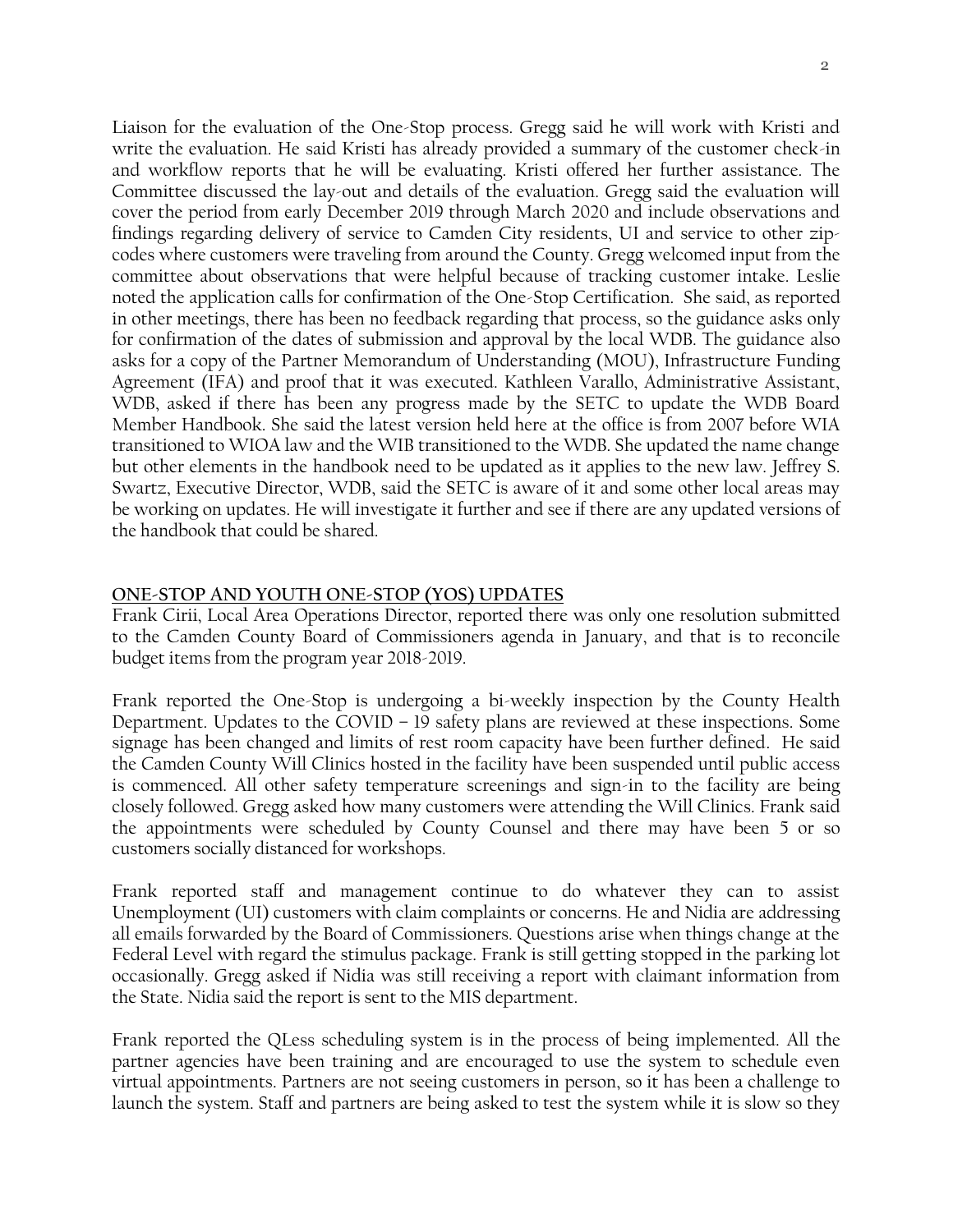Liaison for the evaluation of the One-Stop process. Gregg said he will work with Kristi and write the evaluation. He said Kristi has already provided a summary of the customer check-in and workflow reports that he will be evaluating. Kristi offered her further assistance. The Committee discussed the lay-out and details of the evaluation. Gregg said the evaluation will cover the period from early December 2019 through March 2020 and include observations and findings regarding delivery of service to Camden City residents, UI and service to other zip-codes where customers were traveling from around the County. Gregg welcomed input from the committee about observations that were helpful because of tracking customer intake. Leslie noted the application calls for confirmation of the One-Stop Certification. She said, as reported in other meetings, there has been no feedback regarding that process, so the guidance asks only for confirmation of the dates of submission and approval by the local WDB. The guidance also asks for a copy of the Partner Memorandum of Understanding (MOU), Infrastructure Funding Agreement (IFA) and proof that it was executed. Kathleen Varallo, Administrative Assistant, WDB, asked if there has been any progress made by the SETC to update the WDB Board Member Handbook. She said the latest version held here at the office is from 2007 before WIA transitioned to WIOA law and the WIB transitioned to the WDB. She updated the name change but other elements in the handbook need to be updated as it applies to the new law. Jeffrey S. Swartz, Executive Director, WDB, said the SETC is aware of it and some other local areas may be working on updates. He will investigate it further and see if there are any updated versions of the handbook that could be shared.

## ONE-STOP AND YOUTH ONE-STOP (YOS) UPDATES

Frank Cirii, Local Area Operations Director, reported there was only one resolution submitted to the Camden County Board of Commissioners agenda in January, and that is to reconcile budget items from the program year 2018-2019.

Frank reported the One-Stop is undergoing a bi-weekly inspection by the County Health Department. Updates to the COVID – 19 safety plans are reviewed at these inspections. Some signage has been changed and limits of rest room capacity have been further defined. He said the Camden County Will Clinics hosted in the facility have been suspended until public access is commenced. All other safety temperature screenings and sign-in to the facility are being closely followed. Gregg asked how many customers were attending the Will Clinics. Frank said the appointments were scheduled by County Counsel and there may have been 5 or so customers socially distanced for workshops.

Frank reported staff and management continue to do whatever they can to assist Unemployment (UI) customers with claim complaints or concerns. He and Nidia are addressing all emails forwarded by the Board of Commissioners. Questions arise when things change at the Federal Level with regard the stimulus package. Frank is still getting stopped in the parking lot occasionally. Gregg asked if Nidia was still receiving a report with claimant information from the State. Nidia said the report is sent to the MIS department.

Frank reported the QLess scheduling system is in the process of being implemented. All the partner agencies have been training and are encouraged to use the system to schedule even virtual appointments. Partners are not seeing customers in person, so it has been a challenge to launch the system. Staff and partners are being asked to test the system while it is slow so they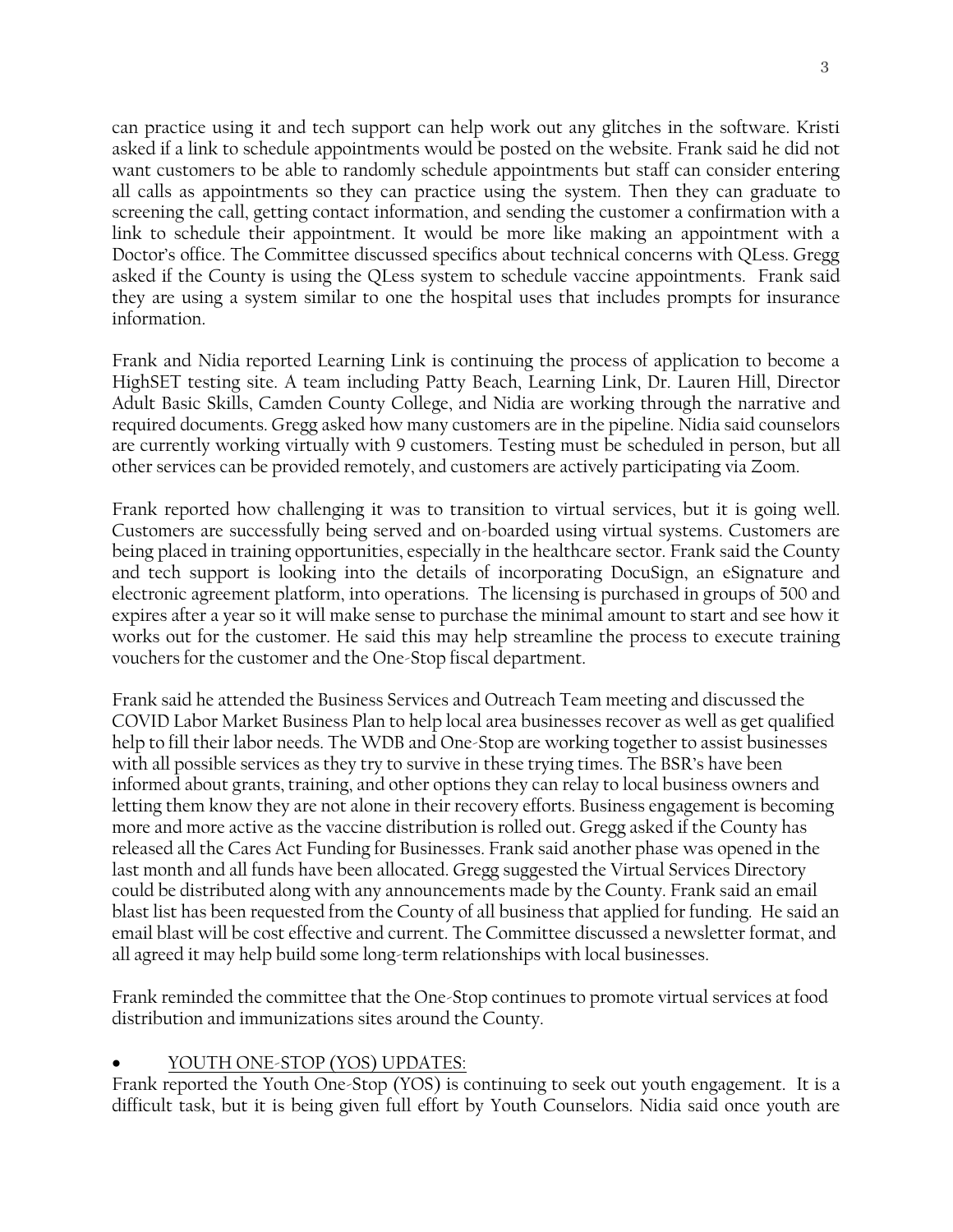can practice using it and tech support can help work out any glitches in the software. Kristi asked if a link to schedule appointments would be posted on the website. Frank said he did not want customers to be able to randomly schedule appointments but staff can consider entering all calls as appointments so they can practice using the system. Then they can graduate to screening the call, getting contact information, and sending the customer a confirmation with a link to schedule their appointment. It would be more like making an appointment with a Doctor's office. The Committee discussed specifics about technical concerns with QLess. Gregg asked if the County is using the QLess system to schedule vaccine appointments. Frank said they are using a system similar to one the hospital uses that includes prompts for insurance information.

Frank and Nidia reported Learning Link is continuing the process of application to become a HighSET testing site. A team including Patty Beach, Learning Link, Dr. Lauren Hill, Director Adult Basic Skills, Camden County College, and Nidia are working through the narrative and required documents. Gregg asked how many customers are in the pipeline. Nidia said counselors are currently working virtually with 9 customers. Testing must be scheduled in person, but all other services can be provided remotely, and customers are actively participating via Zoom.

Frank reported how challenging it was to transition to virtual services, but it is going well. Customers are successfully being served and on-boarded using virtual systems. Customers are being placed in training opportunities, especially in the healthcare sector. Frank said the County and tech support is looking into the details of incorporating DocuSign, an eSignature and electronic agreement platform, into operations. The licensing is purchased in groups of 500 and expires after a year so it will make sense to purchase the minimal amount to start and see how it works out for the customer. He said this may help streamline the process to execute training vouchers for the customer and the One-Stop fiscal department.

Frank said he attended the Business Services and Outreach Team meeting and discussed the COVID Labor Market Business Plan to help local area businesses recover as well as get qualified help to fill their labor needs. The WDB and One-Stop are working together to assist businesses with all possible services as they try to survive in these trying times. The BSR's have been informed about grants, training, and other options they can relay to local business owners and letting them know they are not alone in their recovery efforts. Business engagement is becoming more and more active as the vaccine distribution is rolled out. Gregg asked if the County has released all the Cares Act Funding for Businesses. Frank said another phase was opened in the last month and all funds have been allocated. Gregg suggested the Virtual Services Directory could be distributed along with any announcements made by the County. Frank said an email blast list has been requested from the County of all business that applied for funding. He said an email blast will be cost effective and current. The Committee discussed a newsletter format, and all agreed it may help build some long-term relationships with local businesses.

Frank reminded the committee that the One-Stop continues to promote virtual services at food distribution and immunizations sites around the County.

- YOUTH ONE-STOP (YOS) UPDATES:

Frank reported the Youth One-Stop (YOS) is continuing to seek out youth engagement. It is a difficult task, but it is being given full effort by Youth Counselors. Nidia said once youth are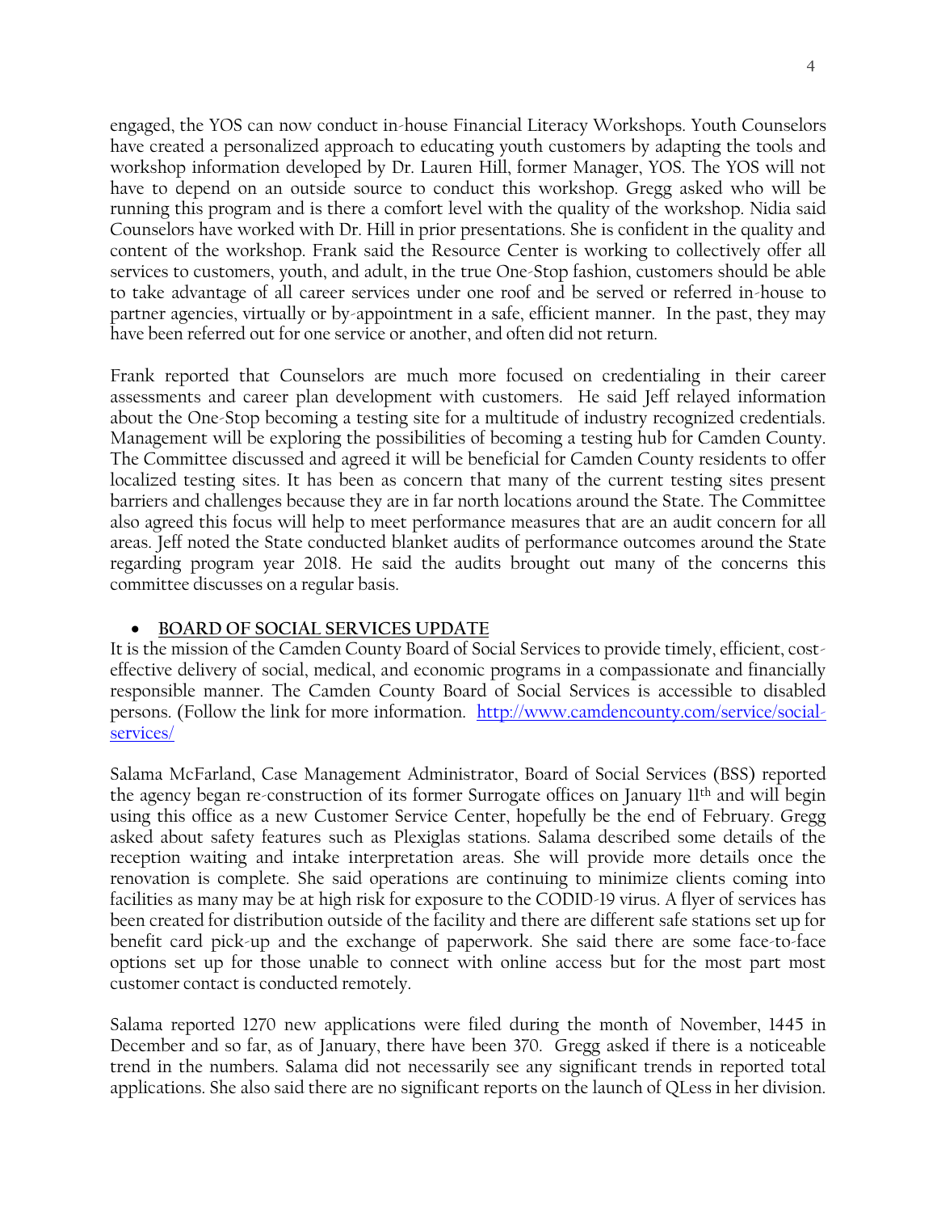engaged, the YOS can now conduct in-house Financial Literacy Workshops. Youth Counselors have created a personalized approach to educating youth customers by adapting the tools and workshop information developed by Dr. Lauren Hill, former Manager, YOS. The YOS will not have to depend on an outside source to conduct this workshop. Gregg asked who will be running this program and is there a comfort level with the quality of the workshop. Nidia said Counselors have worked with Dr. Hill in prior presentations. She is confident in the quality and content of the workshop. Frank said the Resource Center is working to collectively offer all services to customers, youth, and adult, in the true One-Stop fashion, customers should be able to take advantage of all career services under one roof and be served or referred in-house to partner agencies, virtually or by-appointment in a safe, efficient manner. In the past, they may have been referred out for one service or another, and often did not return.

Frank reported that Counselors are much more focused on credentialing in their career assessments and career plan development with customers. He said Jeff relayed information about the One-Stop becoming a testing site for a multitude of industry recognized credentials. Management will be exploring the possibilities of becoming a testing hub for Camden County. The Committee discussed and agreed it will be beneficial for Camden County residents to offer localized testing sites. It has been as concern that many of the current testing sites present barriers and challenges because they are in far north locations around the State. The Committee also agreed this focus will help to meet performance measures that are an audit concern for all areas. Jeff noted the State conducted blanket audits of performance outcomes around the State regarding program year 2018. He said the audits brought out many of the concerns this committee discusses on a regular basis.

- **BOARD OF SOCIAL SERVICES UPDATE**

It is the mission of the Camden County Board of Social Services to provide timely, efficient, cost-effective delivery of social, medical, and economic programs in a compassionate and financially responsible manner. The Camden County Board of Social Services is accessible to disabled persons. (Follow the link for more information. http://www.camdencounty.com/service/social-services/

Salama McFarland, Case Management Administrator, Board of Social Services (BSS) reported the agency began re-construction of its former Surrogate offices on January 11th and will begin using this office as a new Customer Service Center, hopefully be the end of February. Gregg asked about safety features such as Plexiglas stations. Salama described some details of the reception waiting and intake interpretation areas. She will provide more details once the renovation is complete. She said operations are continuing to minimize clients coming into facilities as many may be at high risk for exposure to the CODID-19 virus. A flyer of services has been created for distribution outside of the facility and there are different safe stations set up for benefit card pick-up and the exchange of paperwork. She said there are some face-to-face options set up for those unable to connect with online access but for the most part most customer contact is conducted remotely.

Salama reported 1270 new applications were filed during the month of November, 1445 in December and so far, as of January, there have been 370. Gregg asked if there is a noticeable trend in the numbers. Salama did not necessarily see any significant trends in reported total applications. She also said there are no significant reports on the launch of QLess in her division.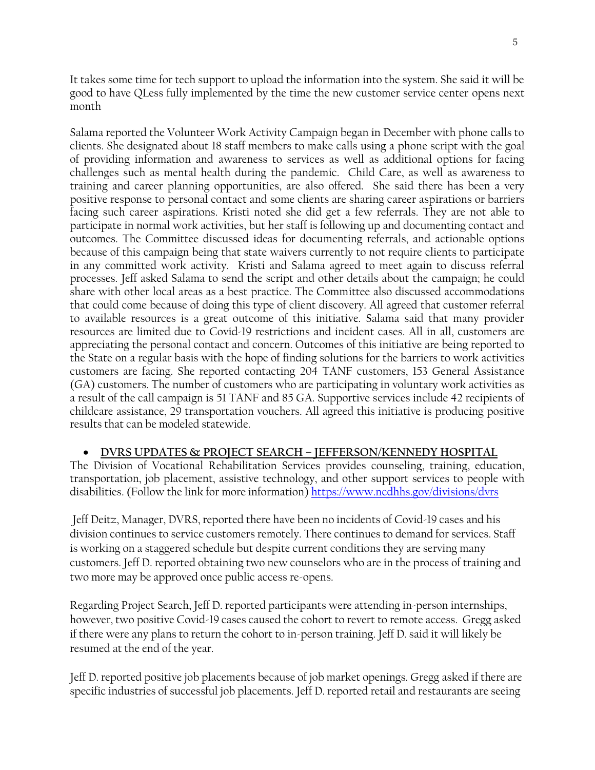It takes some time for tech support to upload the information into the system. She said it will be good to have QLess fully implemented by the time the new customer service center opens next month

Salama reported the Volunteer Work Activity Campaign began in December with phone calls to clients. She designated about 18 staff members to make calls using a phone script with the goal of providing information and awareness to services as well as additional options for facing challenges such as mental health during the pandemic. Child Care, as well as awareness to training and career planning opportunities, are also offered. She said there has been a very positive response to personal contact and some clients are sharing career aspirations or barriers facing such career aspirations. Kristi noted she did get a few referrals. They are not able to participate in normal work activities, but her staff is following up and documenting contact and outcomes. The Committee discussed ideas for documenting referrals, and actionable options because of this campaign being that state waivers currently to not require clients to participate in any committed work activity. Kristi and Salama agreed to meet again to discuss referral processes. Jeff asked Salama to send the script and other details about the campaign; he could share with other local areas as a best practice. The Committee also discussed accommodations that could come because of doing this type of client discovery. All agreed that customer referral to available resources is a great outcome of this initiative. Salama said that many provider resources are limited due to Covid-19 restrictions and incident cases. All in all, customers are appreciating the personal contact and concern. Outcomes of this initiative are being reported to the State on a regular basis with the hope of finding solutions for the barriers to work activities customers are facing. She reported contacting 204 TANF customers, 153 General Assistance (GA) customers. The number of customers who are participating in voluntary work activities as a result of the call campaign is 51 TANF and 85 GA. Supportive services include 42 recipients of childcare assistance, 29 transportation vouchers. All agreed this initiative is producing positive results that can be modeled statewide.

- **DVRS UPDATES & PROJECT SEARCH – JEFFERSON/KENNEDY HOSPITAL**

The Division of Vocational Rehabilitation Services provides counseling, training, education, transportation, job placement, assistive technology, and other support services to people with disabilities. (Follow the link for more information) https://www.ncdhhs.gov/divisions/dvrs

Jeff Deitz, Manager, DVRS, reported there have been no incidents of Covid-19 cases and his division continues to service customers remotely. There continues to demand for services. Staff is working on a staggered schedule but despite current conditions they are serving many customers. Jeff D. reported obtaining two new counselors who are in the process of training and two more may be approved once public access re-opens.

Regarding Project Search, Jeff D. reported participants were attending in-person internships, however, two positive Covid-19 cases caused the cohort to revert to remote access. Gregg asked if there were any plans to return the cohort to in-person training. Jeff D. said it will likely be resumed at the end of the year.

Jeff D. reported positive job placements because of job market openings. Gregg asked if there are specific industries of successful job placements. Jeff D. reported retail and restaurants are seeing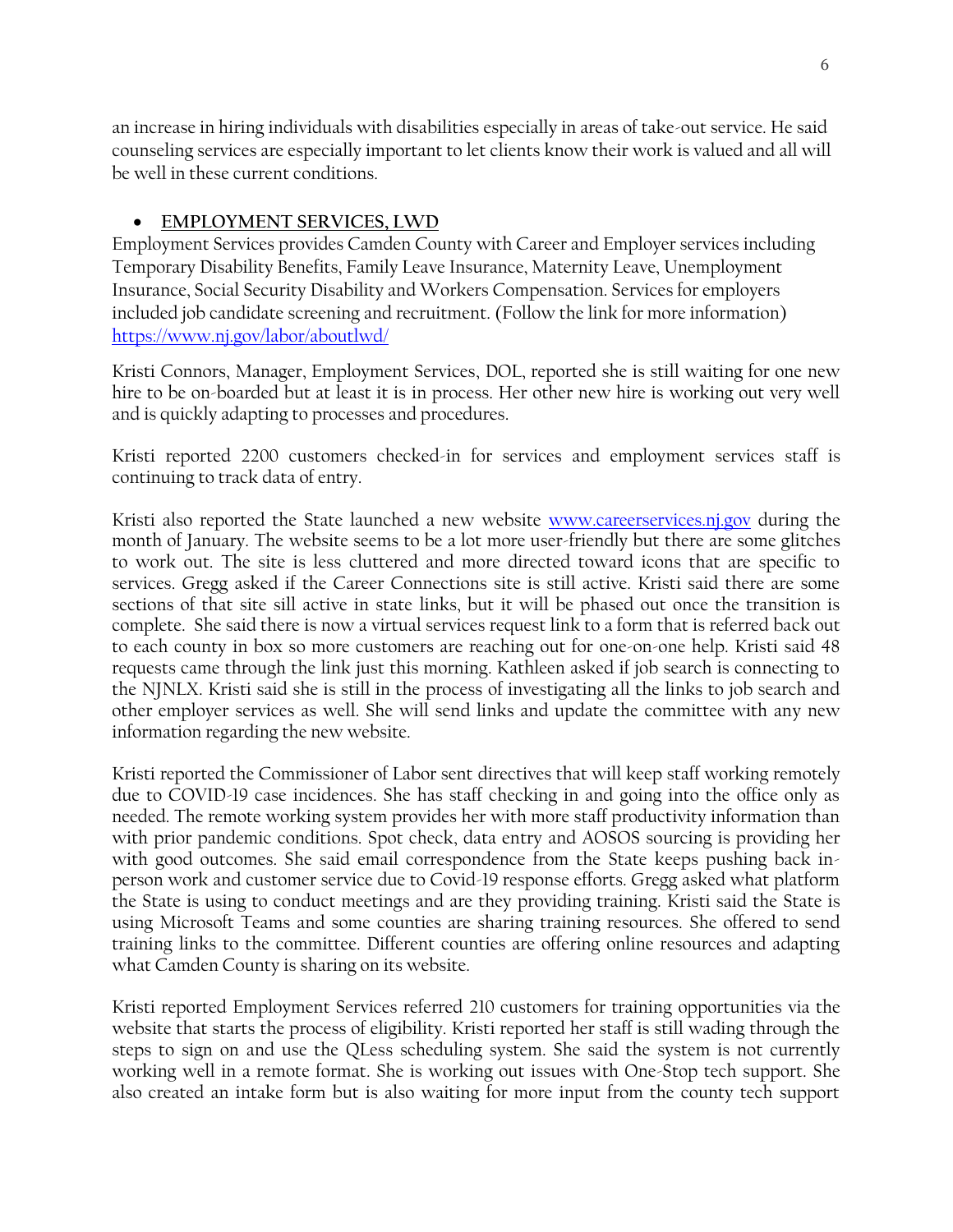an increase in hiring individuals with disabilities especially in areas of take-out service. He said counseling services are especially important to let clients know their work is valued and all will be well in these current conditions.

- **EMPLOYMENT SERVICES, LWD**

Employment Services provides Camden County with Career and Employer services including Temporary Disability Benefits, Family Leave Insurance, Maternity Leave, Unemployment Insurance, Social Security Disability and Workers Compensation. Services for employers included job candidate screening and recruitment. (Follow the link for more information) https://www.nj.gov/labor/aboutlwd/

Kristi Connors, Manager, Employment Services, DOL, reported she is still waiting for one new hire to be on-boarded but at least it is in process. Her other new hire is working out very well and is quickly adapting to processes and procedures.

Kristi reported 2200 customers checked-in for services and employment services staff is continuing to track data of entry.

Kristi also reported the State launched a new website www.careerservices.nj.gov during the month of January. The website seems to be a lot more user-friendly but there are some glitches to work out. The site is less cluttered and more directed toward icons that are specific to services. Gregg asked if the Career Connections site is still active. Kristi said there are some sections of that site sill active in state links, but it will be phased out once the transition is complete. She said there is now a virtual services request link to a form that is referred back out to each county in box so more customers are reaching out for one-on-one help. Kristi said 48 requests came through the link just this morning. Kathleen asked if job search is connecting to the NJNLX. Kristi said she is still in the process of investigating all the links to job search and other employer services as well. She will send links and update the committee with any new information regarding the new website.

Kristi reported the Commissioner of Labor sent directives that will keep staff working remotely due to COVID-19 case incidences. She has staff checking in and going into the office only as needed. The remote working system provides her with more staff productivity information than with prior pandemic conditions. Spot check, data entry and AOSOS sourcing is providing her with good outcomes. She said email correspondence from the State keeps pushing back in-person work and customer service due to Covid-19 response efforts. Gregg asked what platform the State is using to conduct meetings and are they providing training. Kristi said the State is using Microsoft Teams and some counties are sharing training resources. She offered to send training links to the committee. Different counties are offering online resources and adapting what Camden County is sharing on its website.

Kristi reported Employment Services referred 210 customers for training opportunities via the website that starts the process of eligibility. Kristi reported her staff is still wading through the steps to sign on and use the QLess scheduling system. She said the system is not currently working well in a remote format. She is working out issues with One-Stop tech support. She also created an intake form but is also waiting for more input from the county tech support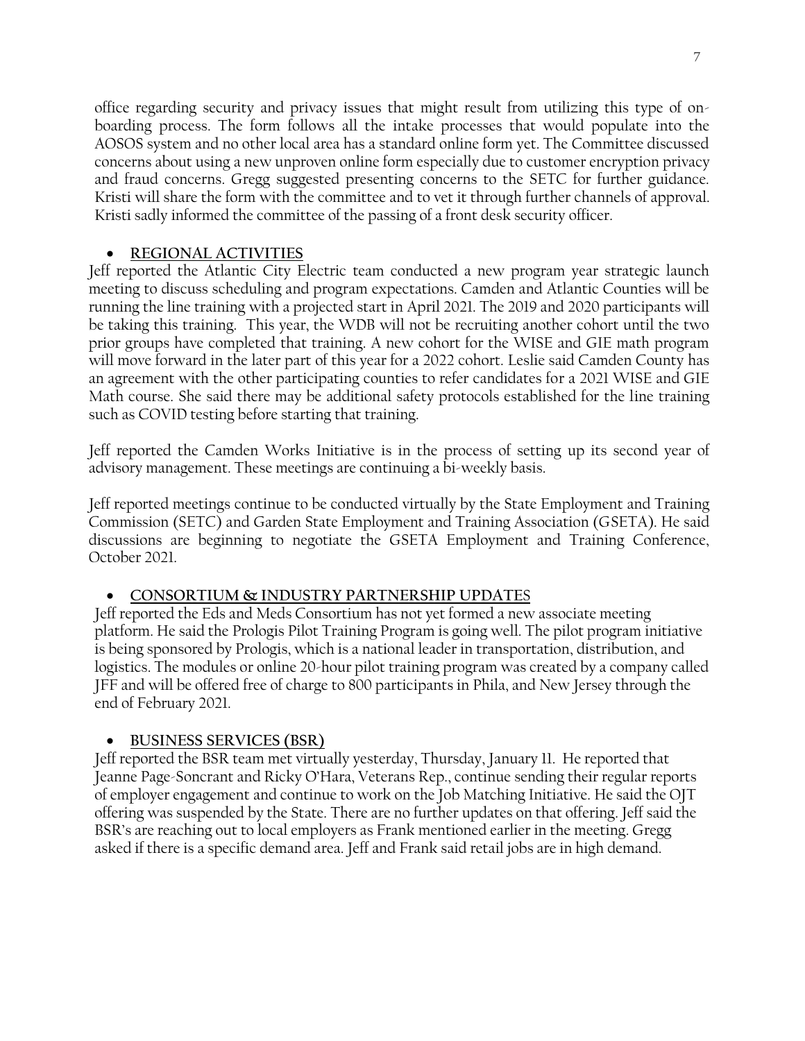office regarding security and privacy issues that might result from utilizing this type of on-boarding process. The form follows all the intake processes that would populate into the AOSOS system and no other local area has a standard online form yet. The Committee discussed concerns about using a new unproven online form especially due to customer encryption privacy and fraud concerns. Gregg suggested presenting concerns to the SETC for further guidance. Kristi will share the form with the committee and to vet it through further channels of approval. Kristi sadly informed the committee of the passing of a front desk security officer.

- **REGIONAL ACTIVITIES**

Jeff reported the Atlantic City Electric team conducted a new program year strategic launch meeting to discuss scheduling and program expectations. Camden and Atlantic Counties will be running the line training with a projected start in April 2021. The 2019 and 2020 participants will be taking this training. This year, the WDB will not be recruiting another cohort until the two prior groups have completed that training. A new cohort for the WISE and GIE math program will move forward in the later part of this year for a 2022 cohort. Leslie said Camden County has an agreement with the other participating counties to refer candidates for a 2021 WISE and GIE Math course. She said there may be additional safety protocols established for the line training such as COVID testing before starting that training.

Jeff reported the Camden Works Initiative is in the process of setting up its second year of advisory management. These meetings are continuing a bi-weekly basis.

Jeff reported meetings continue to be conducted virtually by the State Employment and Training Commission (SETC) and Garden State Employment and Training Association (GSETA). He said discussions are beginning to negotiate the GSETA Employment and Training Conference, October 2021.

- **CONSORTIUM & INDUSTRY PARTNERSHIP UPDATES**

Jeff reported the Eds and Meds Consortium has not yet formed a new associate meeting platform. He said the Prologis Pilot Training Program is going well. The pilot program initiative is being sponsored by Prologis, which is a national leader in transportation, distribution, and logistics. The modules or online 20-hour pilot training program was created by a company called JFF and will be offered free of charge to 800 participants in Phila, and New Jersey through the end of February 2021.

- **BUSINESS SERVICES (BSR)**

Jeff reported the BSR team met virtually yesterday, Thursday, January 11. He reported that Jeanne Page-Soncrant and Ricky O'Hara, Veterans Rep., continue sending their regular reports of employer engagement and continue to work on the Job Matching Initiative. He said the OJT offering was suspended by the State. There are no further updates on that offering. Jeff said the BSR's are reaching out to local employers as Frank mentioned earlier in the meeting. Gregg asked if there is a specific demand area. Jeff and Frank said retail jobs are in high demand.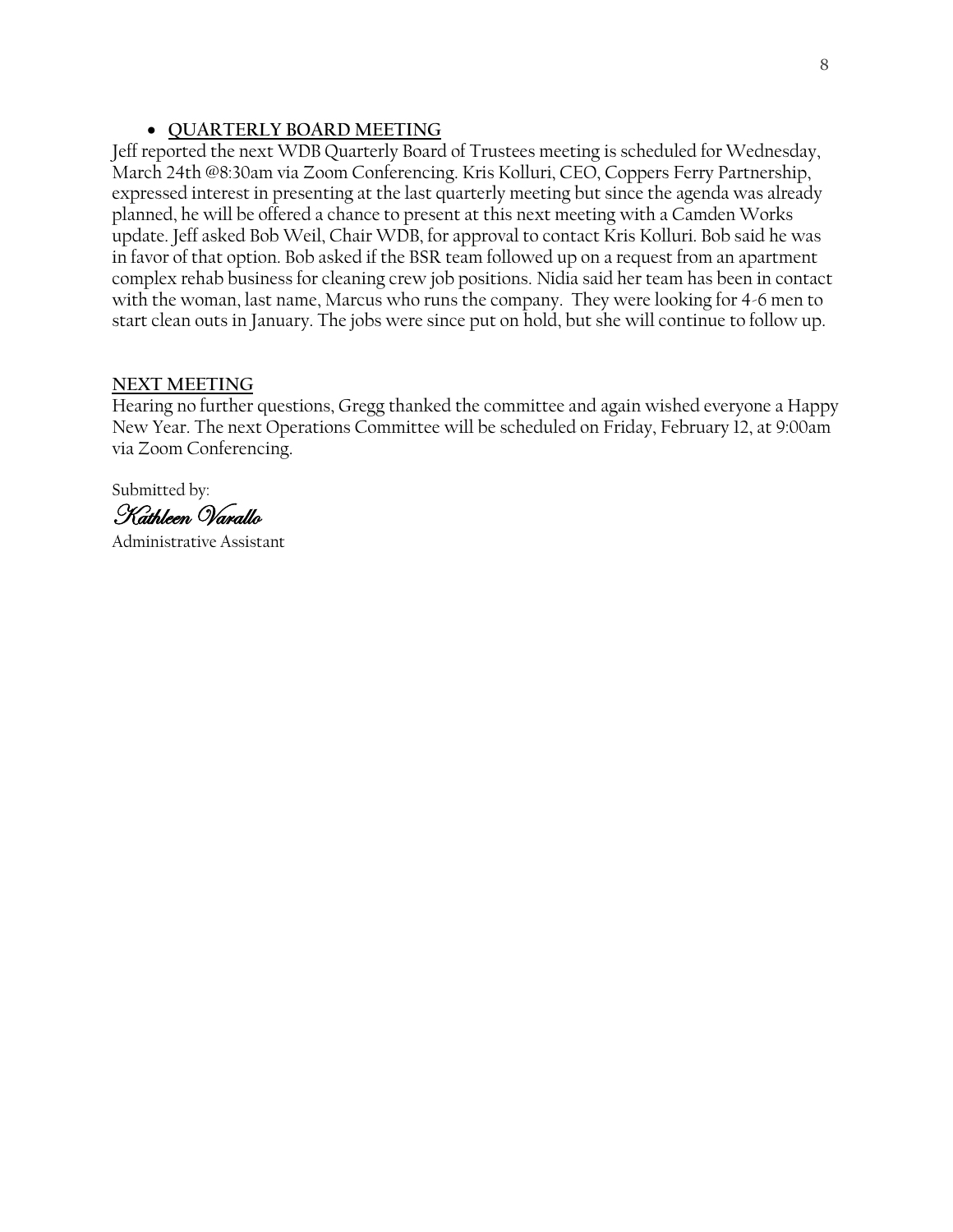- **QUARTERLY BOARD MEETING**

Jeff reported the next WDB Quarterly Board of Trustees meeting is scheduled for Wednesday, March 24th @8:30am via Zoom Conferencing. Kris Kolluri, CEO, Coppers Ferry Partnership, expressed interest in presenting at the last quarterly meeting but since the agenda was already planned, he will be offered a chance to present at this next meeting with a Camden Works update. Jeff asked Bob Weil, Chair WDB, for approval to contact Kris Kolluri. Bob said he was in favor of that option. Bob asked if the BSR team followed up on a request from an apartment complex rehab business for cleaning crew job positions. Nidia said her team has been in contact with the woman, last name, Marcus who runs the company. They were looking for 4-6 men to start clean outs in January. The jobs were since put on hold, but she will continue to follow up.

**NEXT MEETING**

Hearing no further questions, Gregg thanked the committee and again wished everyone a Happy New Year. The next Operations Committee will be scheduled on Friday, February 12, at 9:00am via Zoom Conferencing.

Submitted by:

*Kathleen Varallo*

Administrative Assistant